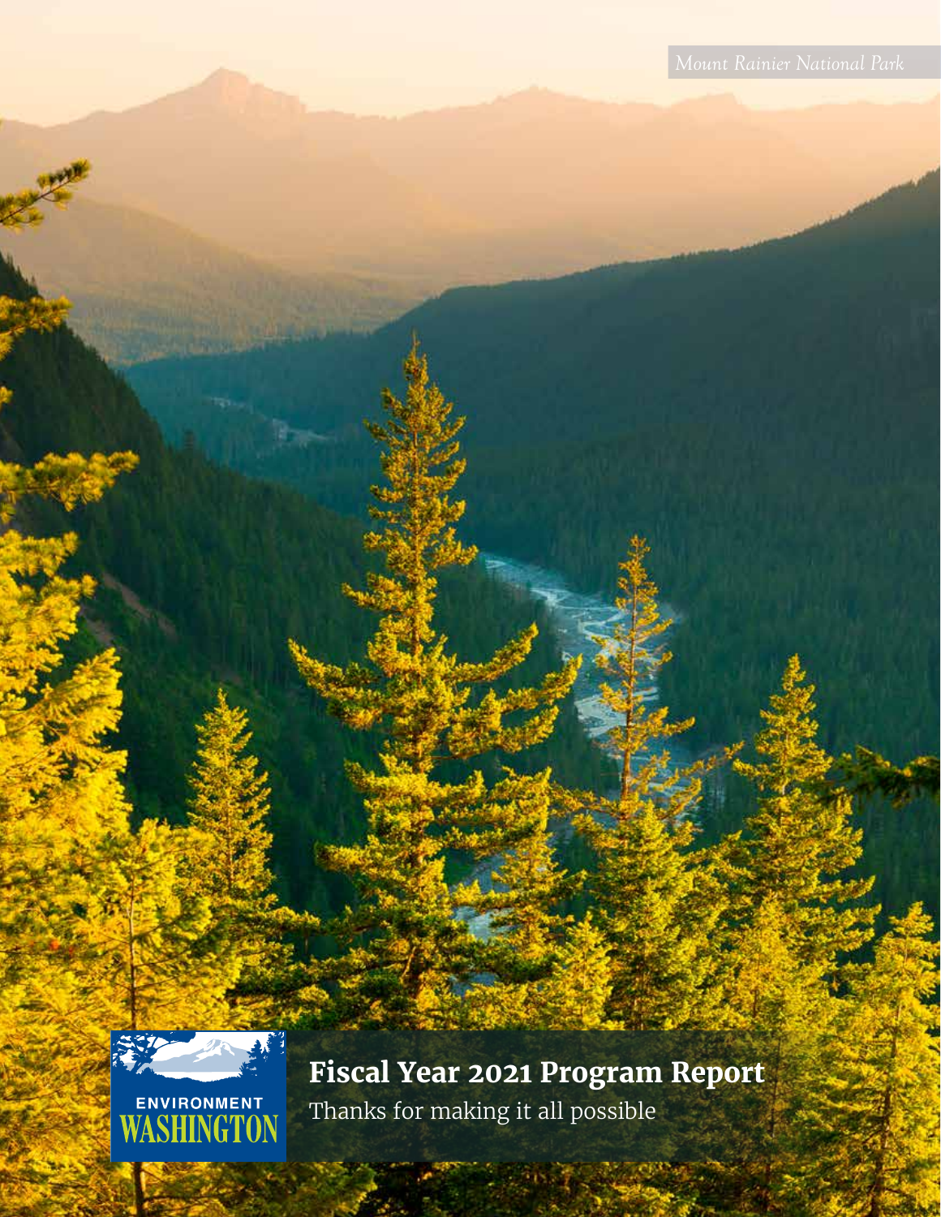*Mount Rainier National Park*

ENVIRONMENT WASHINGTON

# Fiscal Year 2021 Program Report

Thanks for making it all possible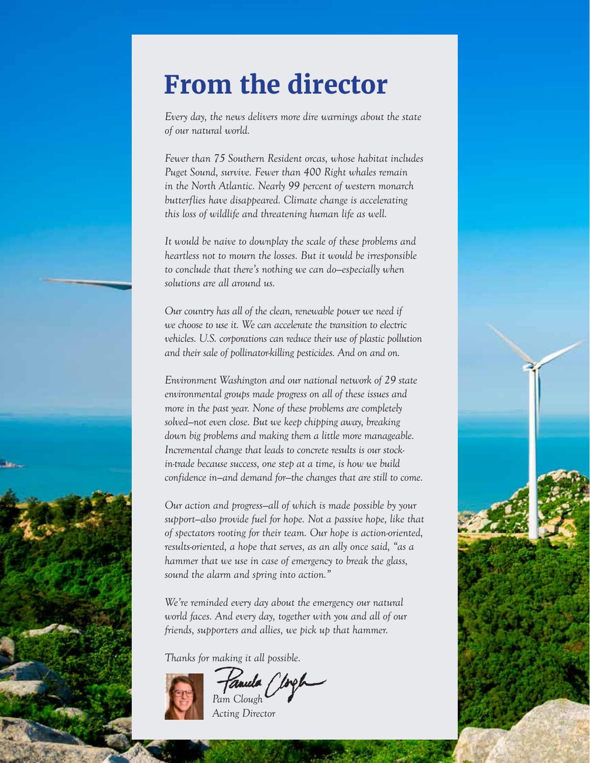# From the director

*Every day, the news delivers more dire warnings about the state of our natural world.*

*Fewer than 75 Southern Resident orcas, whose habitat includes Puget Sound, survive. Fewer than 400 Right whales remain in the North Atlantic. Nearly 99 percent of western monarch butterflies have disappeared. Climate change is accelerating this loss of wildlife and threatening human life as well.*

*It would be naive to downplay the scale of these problems and heartless not to mourn the losses. But it would be irresponsible to conclude that there's nothing we can do—especially when solutions are all around us.*

*Our country has all of the clean, renewable power we need if we choose to use it. We can accelerate the transition to electric vehicles. U.S. corporations can reduce their use of plastic pollution and their sale of pollinator-killing pesticides. And on and on.*

*Environment Washington and our national network of 29 state environmental groups made progress on all of these issues and more in the past year. None of these problems are completely solved—not even close. But we keep chipping away, breaking down big problems and making them a little more manageable. Incremental change that leads to concrete results is our stock-in-trade because success, one step at a time, is how we build confidence in—and demand for—the changes that are still to come.*

*Our action and progress—all of which is made possible by your support—also provide fuel for hope. Not a passive hope, like that of spectators rooting for their team. Our hope is action-oriented, results-oriented, a hope that serves, as an ally once said, "as a hammer that we use in case of emergency to break the glass, sound the alarm and spring into action."*

*We're reminded every day about the emergency our natural world faces. And every day, together with you and all of our friends, supporters and allies, we pick up that hammer.*

*Thanks for making it all possible.*

*Pam Clough*
*Acting Director*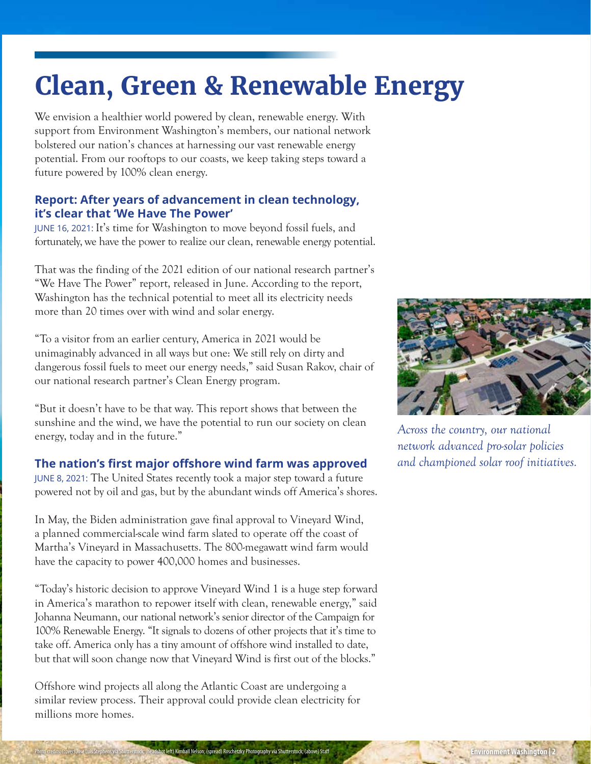# Clean, Green & Renewable Energy

We envision a healthier world powered by clean, renewable energy. With support from Environment Washington's members, our national network bolstered our nation's chances at harnessing our vast renewable energy potential. From our rooftops to our coasts, we keep taking steps toward a future powered by 100% clean energy.

## Report: After years of advancement in clean technology, it's clear that 'We Have The Power'

JUNE 16, 2021: It's time for Washington to move beyond fossil fuels, and fortunately, we have the power to realize our clean, renewable energy potential.

That was the finding of the 2021 edition of our national research partner's "We Have The Power" report, released in June. According to the report, Washington has the technical potential to meet all its electricity needs more than 20 times over with wind and solar energy.

"To a visitor from an earlier century, America in 2021 would be unimaginably advanced in all ways but one: We still rely on dirty and dangerous fossil fuels to meet our energy needs," said Susan Rakov, chair of our national research partner's Clean Energy program.

"But it doesn't have to be that way. This report shows that between the sunshine and the wind, we have the potential to run our society on clean energy, today and in the future."

*Across the country, our national network advanced pro-solar policies and championed solar roof initiatives.*

## The nation's first major offshore wind farm was approved

JUNE 8, 2021: The United States recently took a major step toward a future powered not by oil and gas, but by the abundant winds off America's shores.

In May, the Biden administration gave final approval to Vineyard Wind, a planned commercial-scale wind farm slated to operate off the coast of Martha's Vineyard in Massachusetts. The 800-megawatt wind farm would have the capacity to power 400,000 homes and businesses.

"Today's historic decision to approve Vineyard Wind 1 is a huge step forward in America's marathon to repower itself with clean, renewable energy," said Johanna Neumann, our national network's senior director of the Campaign for 100% Renewable Energy. "It signals to dozens of other projects that it's time to take off. America only has a tiny amount of offshore wind installed to date, but that will soon change now that Vineyard Wind is first out of the blocks."

Offshore wind projects all along the Atlantic Coast are undergoing a similar review process. Their approval could provide clean electricity for millions more homes.

Photo credits: (cover) Jose Luis Stephens via Shutterstock; (headshot left) Kimball Nelson; (spread) Roschetzky Photography via Shutterstock; (above) Staff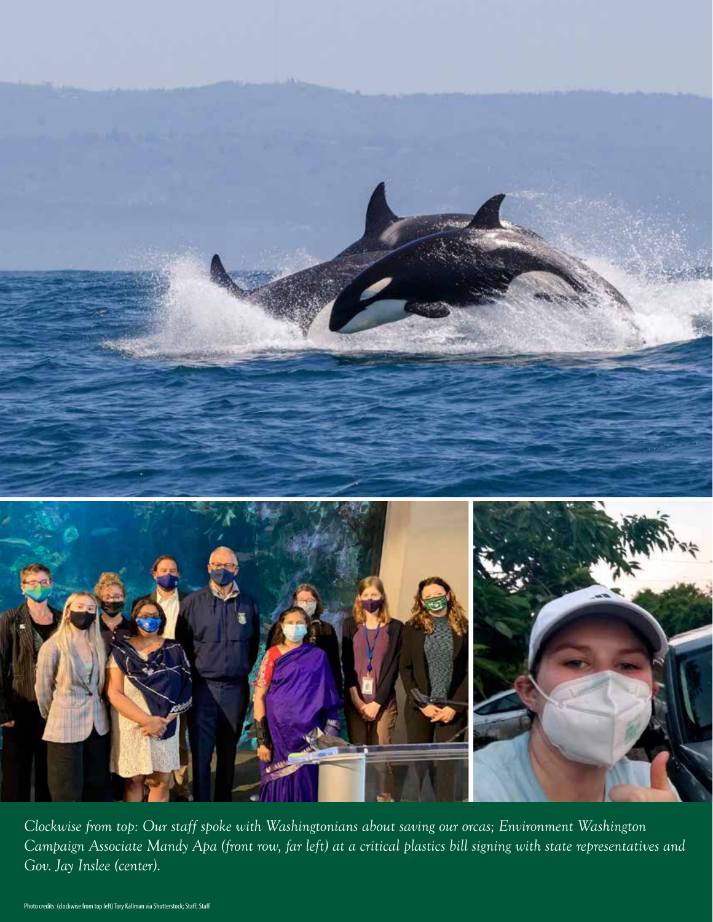*Clockwise from top: Our staff spoke with Washingtonians about saving our orcas; Environment Washington Campaign Associate Mandy Apa (front row, far left) at a critical plastics bill signing with state representatives and Gov. Jay Inslee (center).*

Photo credits: (clockwise from top left) Tory Kallman via Shutterstock; Staff; Staff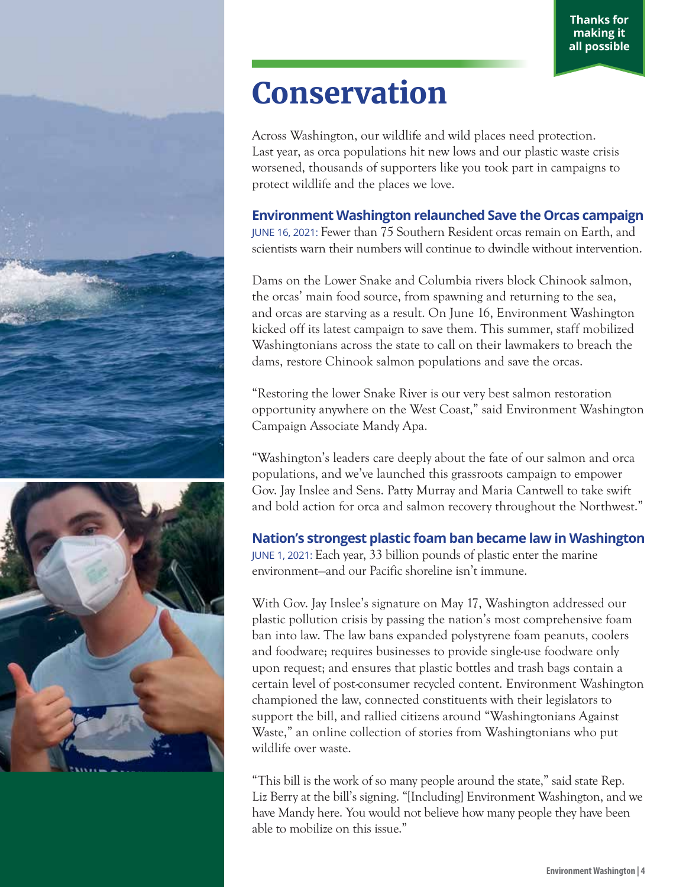Thanks for making it all possible

# Conservation

Across Washington, our wildlife and wild places need protection. Last year, as orca populations hit new lows and our plastic waste crisis worsened, thousands of supporters like you took part in campaigns to protect wildlife and the places we love.

### Environment Washington relaunched Save the Orcas campaign

JUNE 16, 2021: Fewer than 75 Southern Resident orcas remain on Earth, and scientists warn their numbers will continue to dwindle without intervention.

Dams on the Lower Snake and Columbia rivers block Chinook salmon, the orcas' main food source, from spawning and returning to the sea, and orcas are starving as a result. On June 16, Environment Washington kicked off its latest campaign to save them. This summer, staff mobilized Washingtonians across the state to call on their lawmakers to breach the dams, restore Chinook salmon populations and save the orcas.

"Restoring the lower Snake River is our very best salmon restoration opportunity anywhere on the West Coast," said Environment Washington Campaign Associate Mandy Apa.

"Washington's leaders care deeply about the fate of our salmon and orca populations, and we've launched this grassroots campaign to empower Gov. Jay Inslee and Sens. Patty Murray and Maria Cantwell to take swift and bold action for orca and salmon recovery throughout the Northwest."

### Nation's strongest plastic foam ban became law in Washington

JUNE 1, 2021: Each year, 33 billion pounds of plastic enter the marine environment—and our Pacific shoreline isn't immune.

With Gov. Jay Inslee's signature on May 17, Washington addressed our plastic pollution crisis by passing the nation's most comprehensive foam ban into law. The law bans expanded polystyrene foam peanuts, coolers and foodware; requires businesses to provide single-use foodware only upon request; and ensures that plastic bottles and trash bags contain a certain level of post-consumer recycled content. Environment Washington championed the law, connected constituents with their legislators to support the bill, and rallied citizens around "Washingtonians Against Waste," an online collection of stories from Washingtonians who put wildlife over waste.

"This bill is the work of so many people around the state," said state Rep. Liz Berry at the bill's signing. "[Including] Environment Washington, and we have Mandy here. You would not believe how many people they have been able to mobilize on this issue."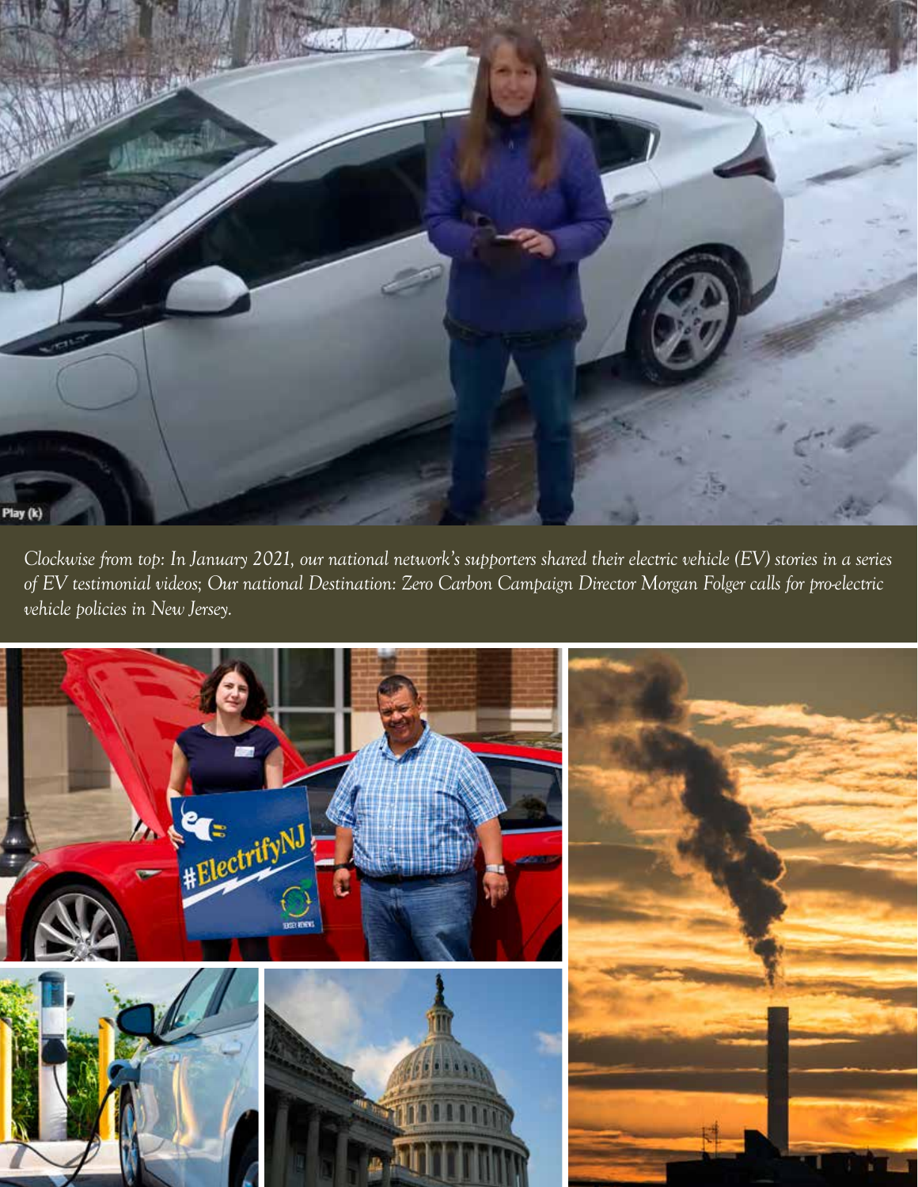*Clockwise from top: In January 2021, our national network's supporters shared their electric vehicle (EV) stories in a series of EV testimonial videos; Our national Destination: Zero Carbon Campaign Director Morgan Folger calls for pro-electric vehicle policies in New Jersey.*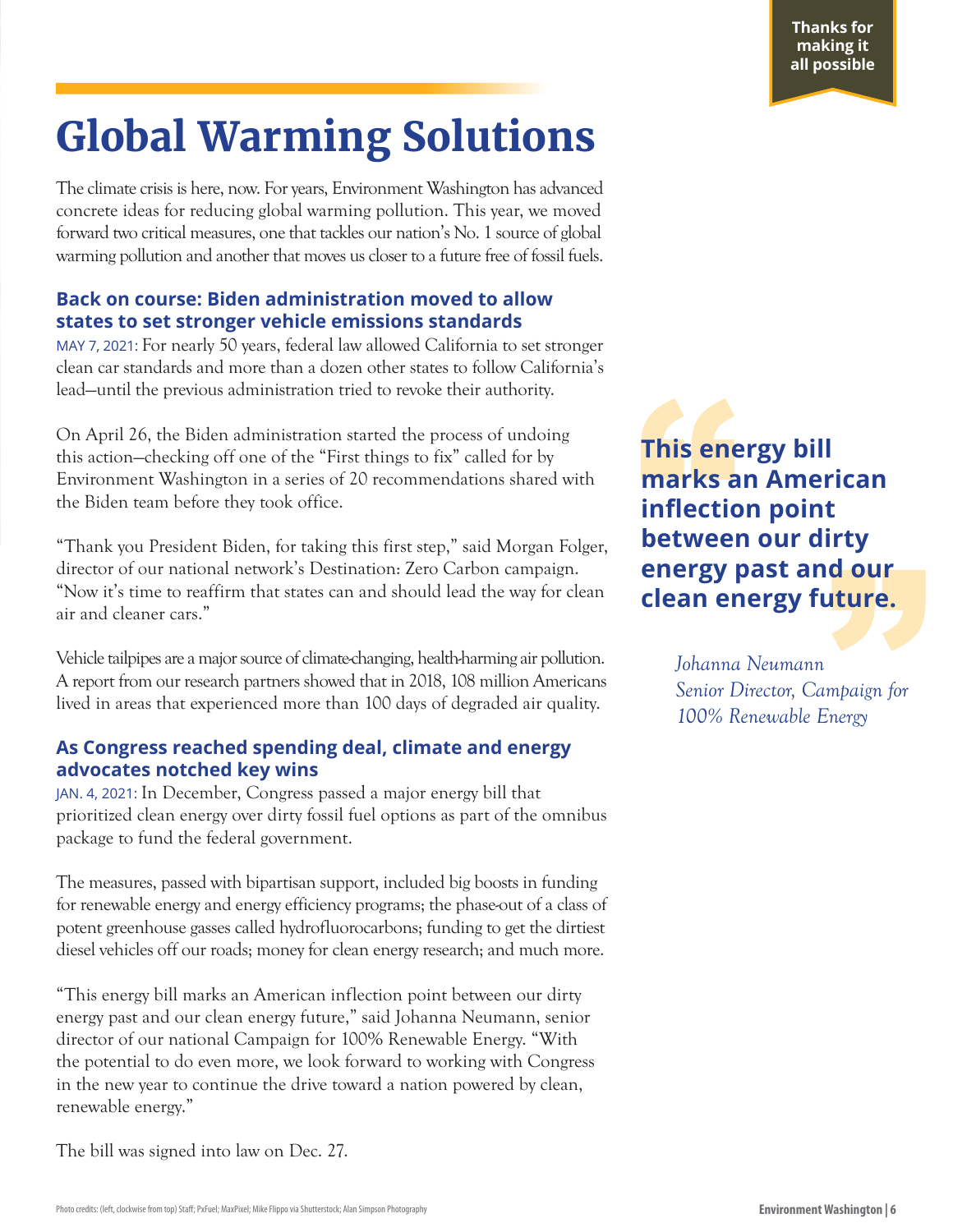Thanks for making it all possible

# Global Warming Solutions

The climate crisis is here, now. For years, Environment Washington has advanced concrete ideas for reducing global warming pollution. This year, we moved forward two critical measures, one that tackles our nation's No. 1 source of global warming pollution and another that moves us closer to a future free of fossil fuels.

### Back on course: Biden administration moved to allow states to set stronger vehicle emissions standards

MAY 7, 2021: For nearly 50 years, federal law allowed California to set stronger clean car standards and more than a dozen other states to follow California's lead—until the previous administration tried to revoke their authority.

On April 26, the Biden administration started the process of undoing this action—checking off one of the "First things to fix" called for by Environment Washington in a series of 20 recommendations shared with the Biden team before they took office.

"Thank you President Biden, for taking this first step," said Morgan Folger, director of our national network's Destination: Zero Carbon campaign. "Now it's time to reaffirm that states can and should lead the way for clean air and cleaner cars."

Vehicle tailpipes are a major source of climate-changing, health-harming air pollution. A report from our research partners showed that in 2018, 108 million Americans lived in areas that experienced more than 100 days of degraded air quality.

### As Congress reached spending deal, climate and energy advocates notched key wins

JAN. 4, 2021: In December, Congress passed a major energy bill that prioritized clean energy over dirty fossil fuel options as part of the omnibus package to fund the federal government.

The measures, passed with bipartisan support, included big boosts in funding for renewable energy and energy efficiency programs; the phase-out of a class of potent greenhouse gasses called hydrofluorocarbons; funding to get the dirtiest diesel vehicles off our roads; money for clean energy research; and much more.

"This energy bill marks an American inflection point between our dirty energy past and our clean energy future," said Johanna Neumann, senior director of our national Campaign for 100% Renewable Energy. "With the potential to do even more, we look forward to working with Congress in the new year to continue the drive toward a nation powered by clean, renewable energy."

The bill was signed into law on Dec. 27.

> **This energy bill marks an American inflection point between our dirty energy past and our clean energy future.**
>
> *Johanna Neumann*
> *Senior Director, Campaign for 100% Renewable Energy*

Photo credits: (left, clockwise from top) Staff; PxFuel; MaxPixel; Mike Flippo via Shutterstock; Alan Simpson Photography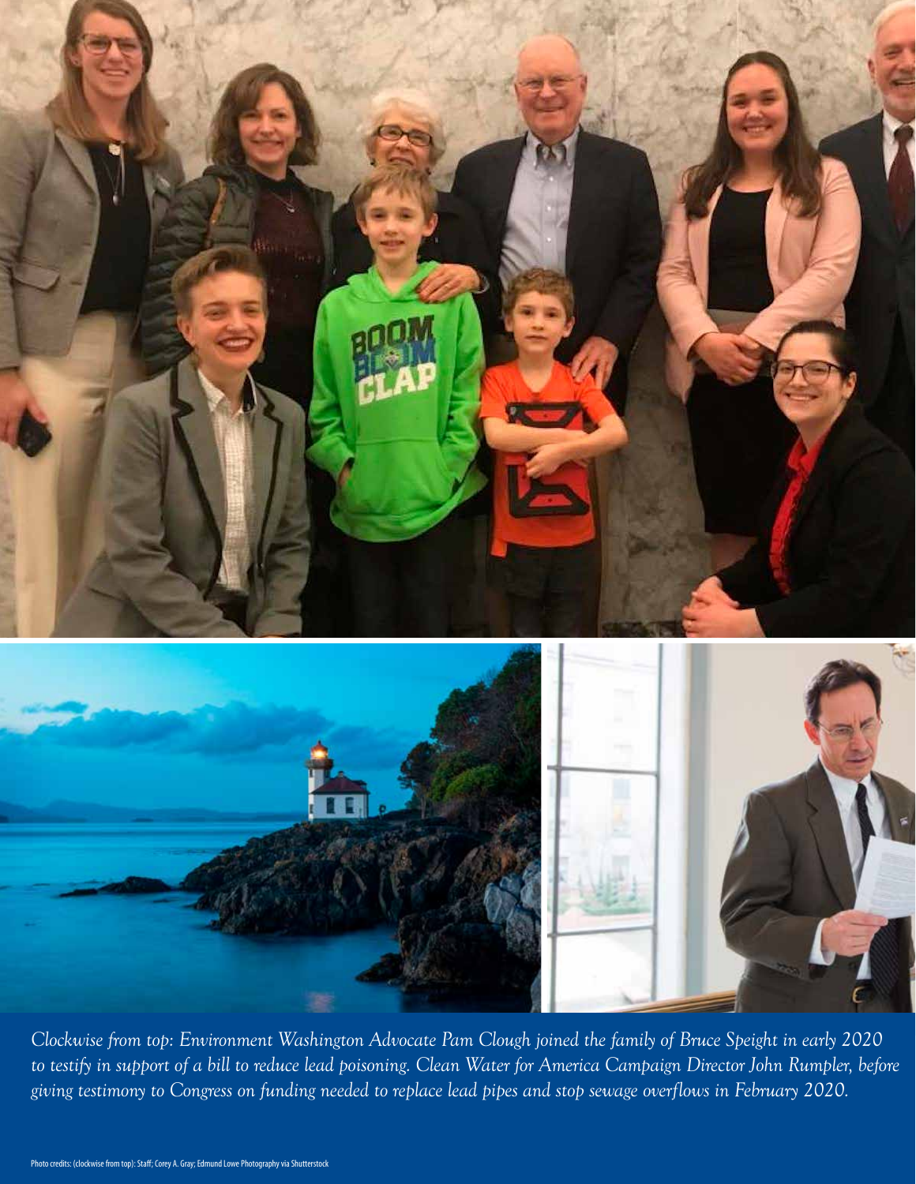*Clockwise from top: Environment Washington Advocate Pam Clough joined the family of Bruce Speight in early 2020 to testify in support of a bill to reduce lead poisoning. Clean Water for America Campaign Director John Rumpler, before giving testimony to Congress on funding needed to replace lead pipes and stop sewage overflows in February 2020.*

Photo credits: (clockwise from top): Staff; Corey A. Gray; Edmund Lowe Photography via Shutterstock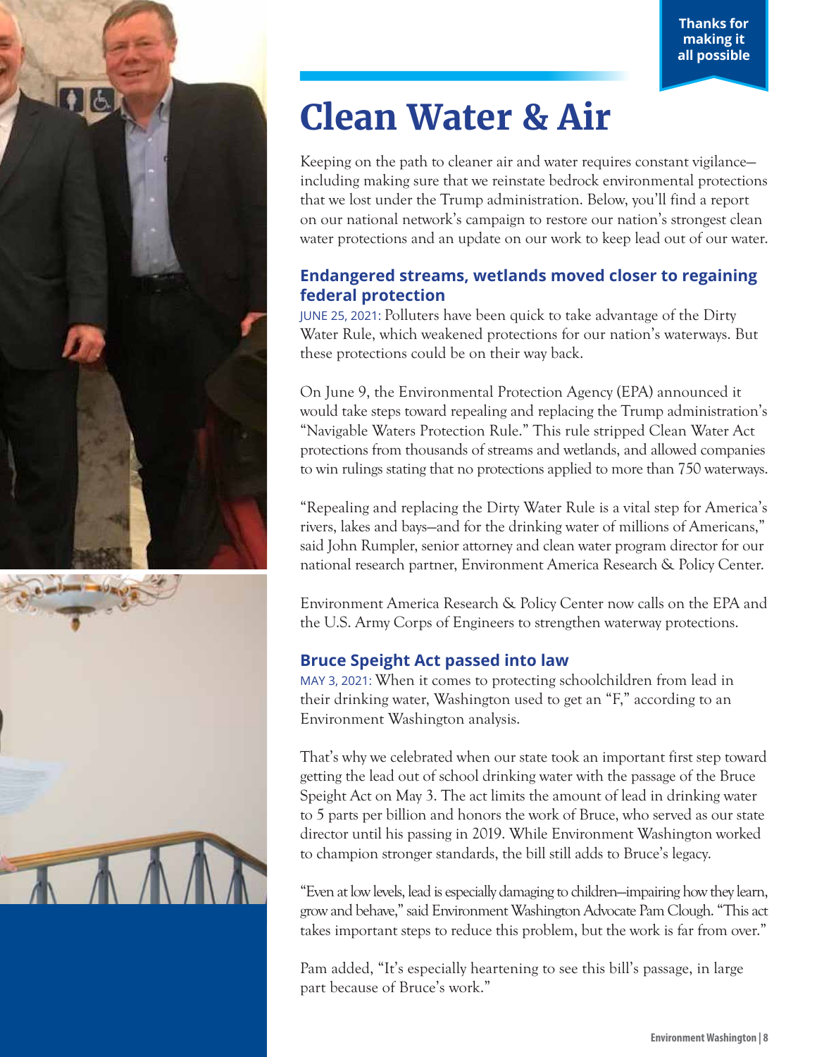Thanks for making it all possible

# Clean Water & Air

Keeping on the path to cleaner air and water requires constant vigilance—including making sure that we reinstate bedrock environmental protections that we lost under the Trump administration. Below, you'll find a report on our national network's campaign to restore our nation's strongest clean water protections and an update on our work to keep lead out of our water.

## Endangered streams, wetlands moved closer to regaining federal protection

JUNE 25, 2021: Polluters have been quick to take advantage of the Dirty Water Rule, which weakened protections for our nation's waterways. But these protections could be on their way back.

On June 9, the Environmental Protection Agency (EPA) announced it would take steps toward repealing and replacing the Trump administration's "Navigable Waters Protection Rule." This rule stripped Clean Water Act protections from thousands of streams and wetlands, and allowed companies to win rulings stating that no protections applied to more than 750 waterways.

"Repealing and replacing the Dirty Water Rule is a vital step for America's rivers, lakes and bays—and for the drinking water of millions of Americans," said John Rumpler, senior attorney and clean water program director for our national research partner, Environment America Research & Policy Center.

Environment America Research & Policy Center now calls on the EPA and the U.S. Army Corps of Engineers to strengthen waterway protections.

## Bruce Speight Act passed into law

MAY 3, 2021: When it comes to protecting schoolchildren from lead in their drinking water, Washington used to get an "F," according to an Environment Washington analysis.

That's why we celebrated when our state took an important first step toward getting the lead out of school drinking water with the passage of the Bruce Speight Act on May 3. The act limits the amount of lead in drinking water to 5 parts per billion and honors the work of Bruce, who served as our state director until his passing in 2019. While Environment Washington worked to champion stronger standards, the bill still adds to Bruce's legacy.

"Even at low levels, lead is especially damaging to children—impairing how they learn, grow and behave," said Environment Washington Advocate Pam Clough. "This act takes important steps to reduce this problem, but the work is far from over."

Pam added, "It's especially heartening to see this bill's passage, in large part because of Bruce's work."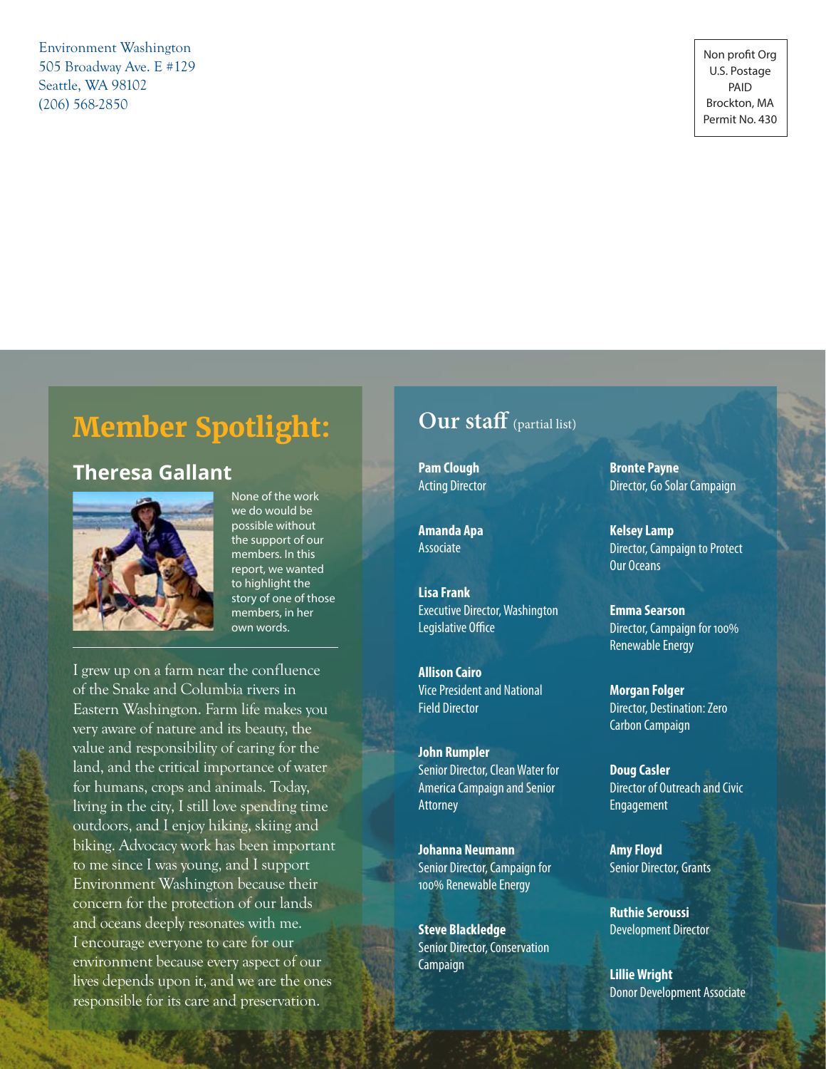Environment Washington
505 Broadway Ave. E #129
Seattle, WA 98102
(206) 568-2850

Non profit Org
U.S. Postage
PAID
Brockton, MA
Permit No. 430

# Member Spotlight:

## Theresa Gallant

None of the work we do would be possible without the support of our members. In this report, we wanted to highlight the story of one of those members, in her own words.

I grew up on a farm near the confluence of the Snake and Columbia rivers in Eastern Washington. Farm life makes you very aware of nature and its beauty, the value and responsibility of caring for the land, and the critical importance of water for humans, crops and animals. Today, living in the city, I still love spending time outdoors, and I enjoy hiking, skiing and biking. Advocacy work has been important to me since I was young, and I support Environment Washington because their concern for the protection of our lands and oceans deeply resonates with me. I encourage everyone to care for our environment because every aspect of our lives depends upon it, and we are the ones responsible for its care and preservation.

# Our staff (partial list)

**Pam Clough**
Acting Director

**Amanda Apa**
Associate

**Lisa Frank**
Executive Director, Washington Legislative Office

**Allison Cairo**
Vice President and National Field Director

**John Rumpler**
Senior Director, Clean Water for America Campaign and Senior Attorney

**Johanna Neumann**
Senior Director, Campaign for 100% Renewable Energy

**Steve Blackledge**
Senior Director, Conservation Campaign

**Bronte Payne**
Director, Go Solar Campaign

**Kelsey Lamp**
Director, Campaign to Protect Our Oceans

**Emma Searson**
Director, Campaign for 100% Renewable Energy

**Morgan Folger**
Director, Destination: Zero Carbon Campaign

**Doug Casler**
Director of Outreach and Civic Engagement

**Amy Floyd**
Senior Director, Grants

**Ruthie Seroussi**
Development Director

**Lillie Wright**
Donor Development Associate